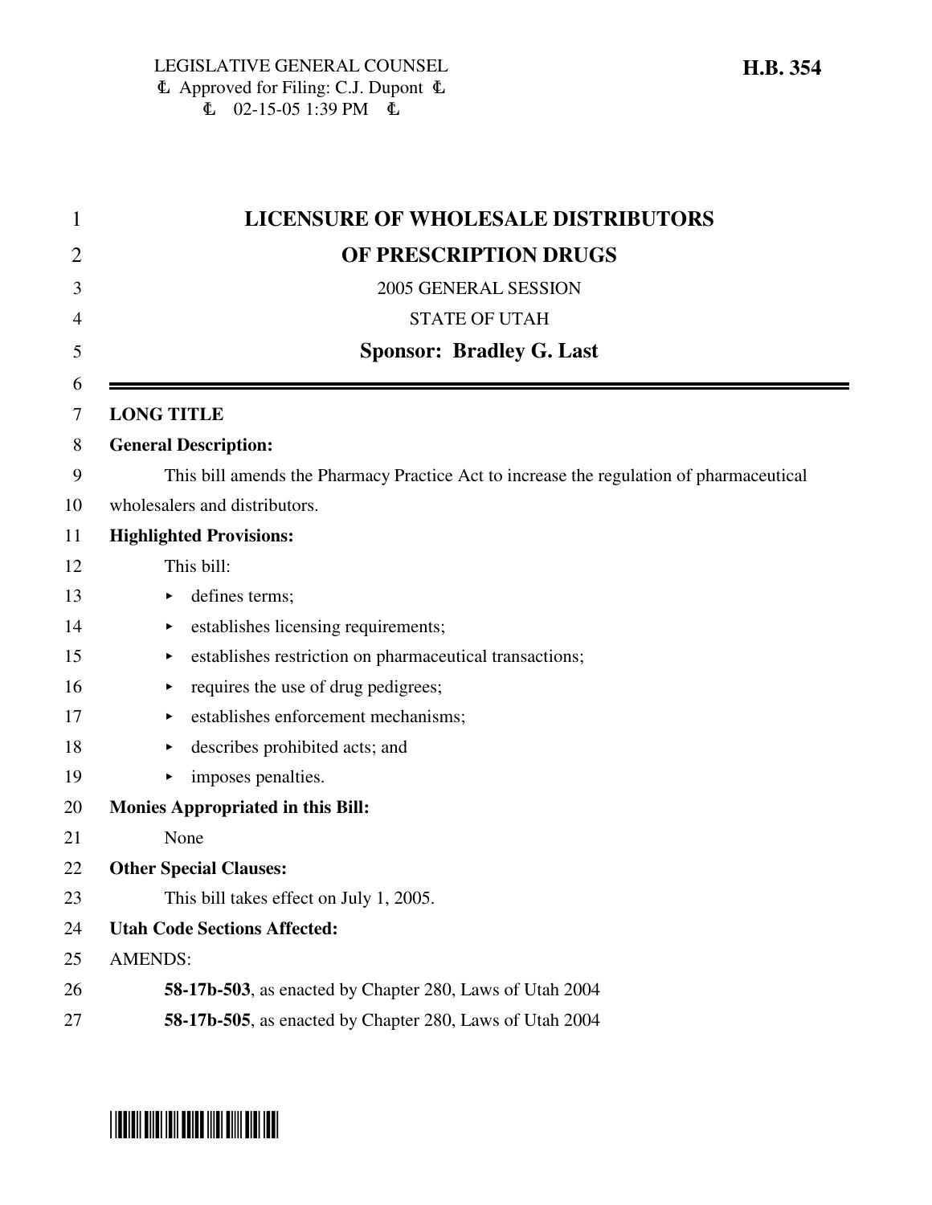LEGISLATIVE GENERAL COUNSEL
Approved for Filing: C.J. Dupont
02-15-05 1:39 PM

**H.B. 354**

# LICENSURE OF WHOLESALE DISTRIBUTORS OF PRESCRIPTION DRUGS

2005 GENERAL SESSION

STATE OF UTAH

**Sponsor: Bradley G. Last**

**LONG TITLE**

**General Description:**

This bill amends the Pharmacy Practice Act to increase the regulation of pharmaceutical wholesalers and distributors.

**Highlighted Provisions:**

This bill:

- defines terms;
- establishes licensing requirements;
- establishes restriction on pharmaceutical transactions;
- requires the use of drug pedigrees;
- establishes enforcement mechanisms;
- describes prohibited acts; and
- imposes penalties.

**Monies Appropriated in this Bill:**

None

**Other Special Clauses:**

This bill takes effect on July 1, 2005.

**Utah Code Sections Affected:**

AMENDS:

**58-17b-503**, as enacted by Chapter 280, Laws of Utah 2004

**58-17b-505**, as enacted by Chapter 280, Laws of Utah 2004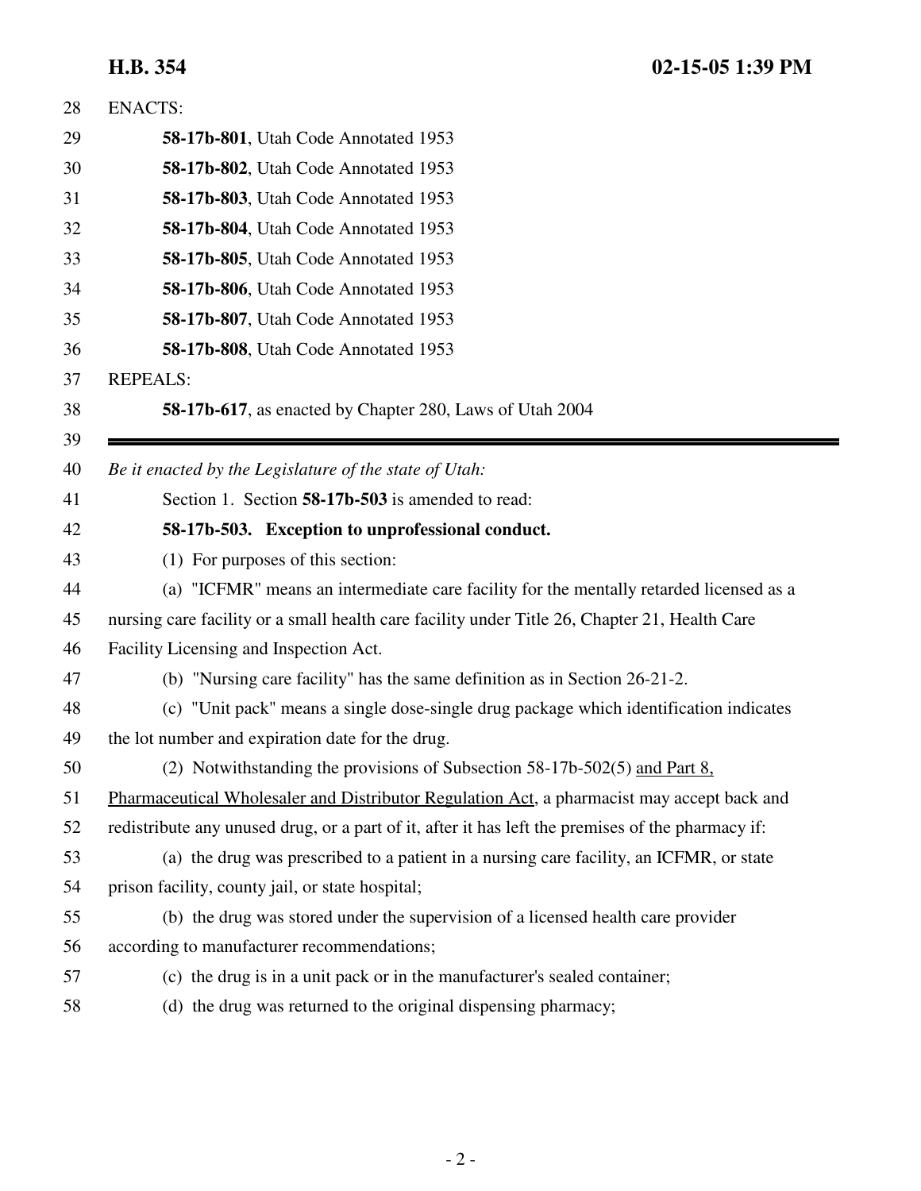ENACTS:

**58-17b-801**, Utah Code Annotated 1953

**58-17b-802**, Utah Code Annotated 1953

**58-17b-803**, Utah Code Annotated 1953

**58-17b-804**, Utah Code Annotated 1953

**58-17b-805**, Utah Code Annotated 1953

**58-17b-806**, Utah Code Annotated 1953

**58-17b-807**, Utah Code Annotated 1953

**58-17b-808**, Utah Code Annotated 1953

REPEALS:

**58-17b-617**, as enacted by Chapter 280, Laws of Utah 2004

---

*Be it enacted by the Legislature of the state of Utah:*

Section 1. Section **58-17b-503** is amended to read:

**58-17b-503. Exception to unprofessional conduct.**

(1) For purposes of this section:

(a) "ICFMR" means an intermediate care facility for the mentally retarded licensed as a nursing care facility or a small health care facility under Title 26, Chapter 21, Health Care Facility Licensing and Inspection Act.

(b) "Nursing care facility" has the same definition as in Section 26-21-2.

(c) "Unit pack" means a single dose-single drug package which identification indicates the lot number and expiration date for the drug.

(2) Notwithstanding the provisions of Subsection 58-17b-502(5) and Part 8, Pharmaceutical Wholesaler and Distributor Regulation Act, a pharmacist may accept back and redistribute any unused drug, or a part of it, after it has left the premises of the pharmacy if:

(a) the drug was prescribed to a patient in a nursing care facility, an ICFMR, or state prison facility, county jail, or state hospital;

(b) the drug was stored under the supervision of a licensed health care provider according to manufacturer recommendations;

(c) the drug is in a unit pack or in the manufacturer's sealed container;

(d) the drug was returned to the original dispensing pharmacy;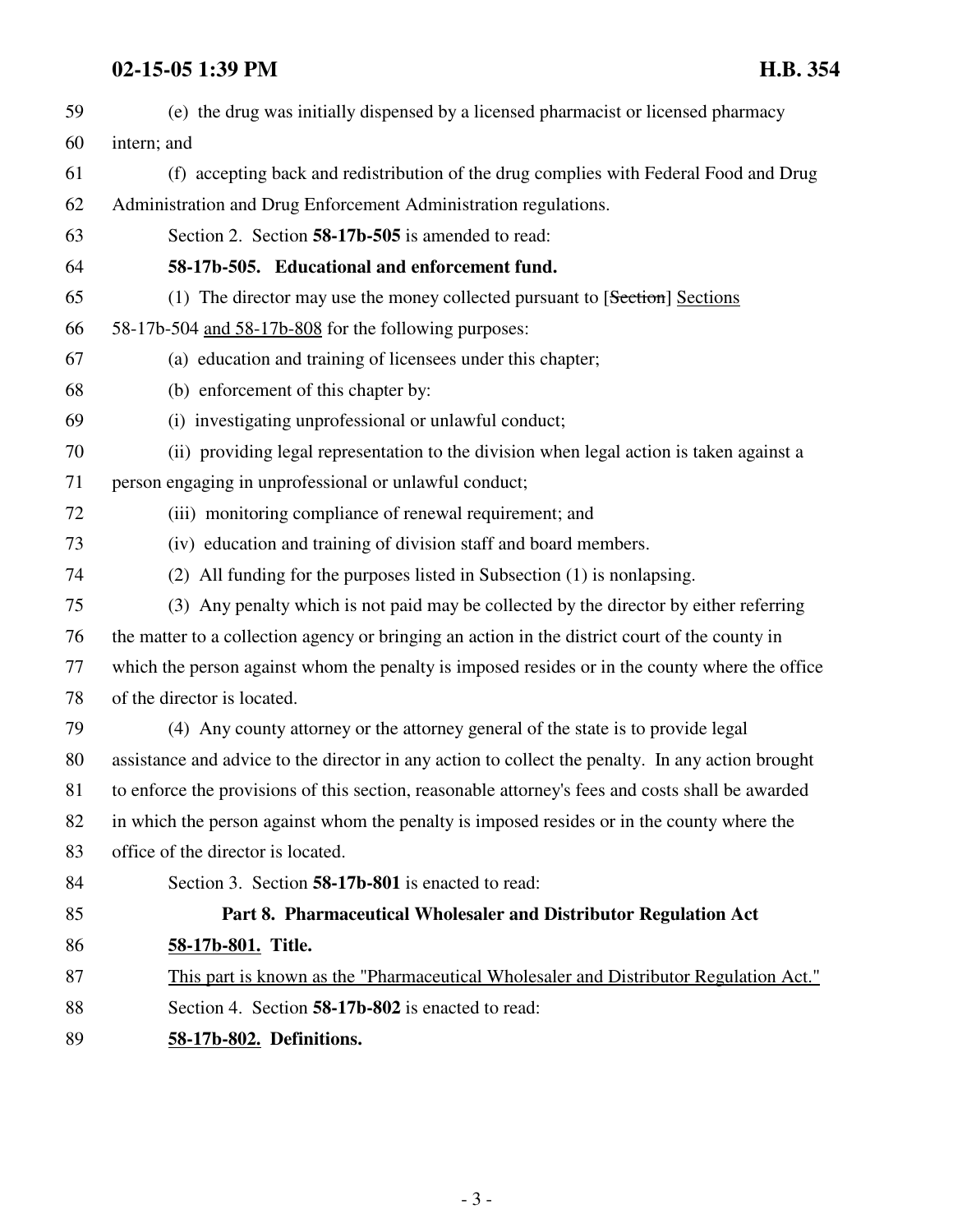(e) the drug was initially dispensed by a licensed pharmacist or licensed pharmacy intern; and

(f) accepting back and redistribution of the drug complies with Federal Food and Drug Administration and Drug Enforcement Administration regulations.

Section 2. Section **58-17b-505** is amended to read:

**58-17b-505. Educational and enforcement fund.**

(1) The director may use the money collected pursuant to [~~Section~~] Sections 58-17b-504 and 58-17b-808 for the following purposes:

(a) education and training of licensees under this chapter;

(b) enforcement of this chapter by:

(i) investigating unprofessional or unlawful conduct;

(ii) providing legal representation to the division when legal action is taken against a person engaging in unprofessional or unlawful conduct;

(iii) monitoring compliance of renewal requirement; and

(iv) education and training of division staff and board members.

(2) All funding for the purposes listed in Subsection (1) is nonlapsing.

(3) Any penalty which is not paid may be collected by the director by either referring the matter to a collection agency or bringing an action in the district court of the county in which the person against whom the penalty is imposed resides or in the county where the office of the director is located.

(4) Any county attorney or the attorney general of the state is to provide legal assistance and advice to the director in any action to collect the penalty. In any action brought to enforce the provisions of this section, reasonable attorney's fees and costs shall be awarded in which the person against whom the penalty is imposed resides or in the county where the office of the director is located.

Section 3. Section **58-17b-801** is enacted to read:

**Part 8. Pharmaceutical Wholesaler and Distributor Regulation Act**

**58-17b-801. Title.**

This part is known as the "Pharmaceutical Wholesaler and Distributor Regulation Act."

Section 4. Section **58-17b-802** is enacted to read:

**58-17b-802. Definitions.**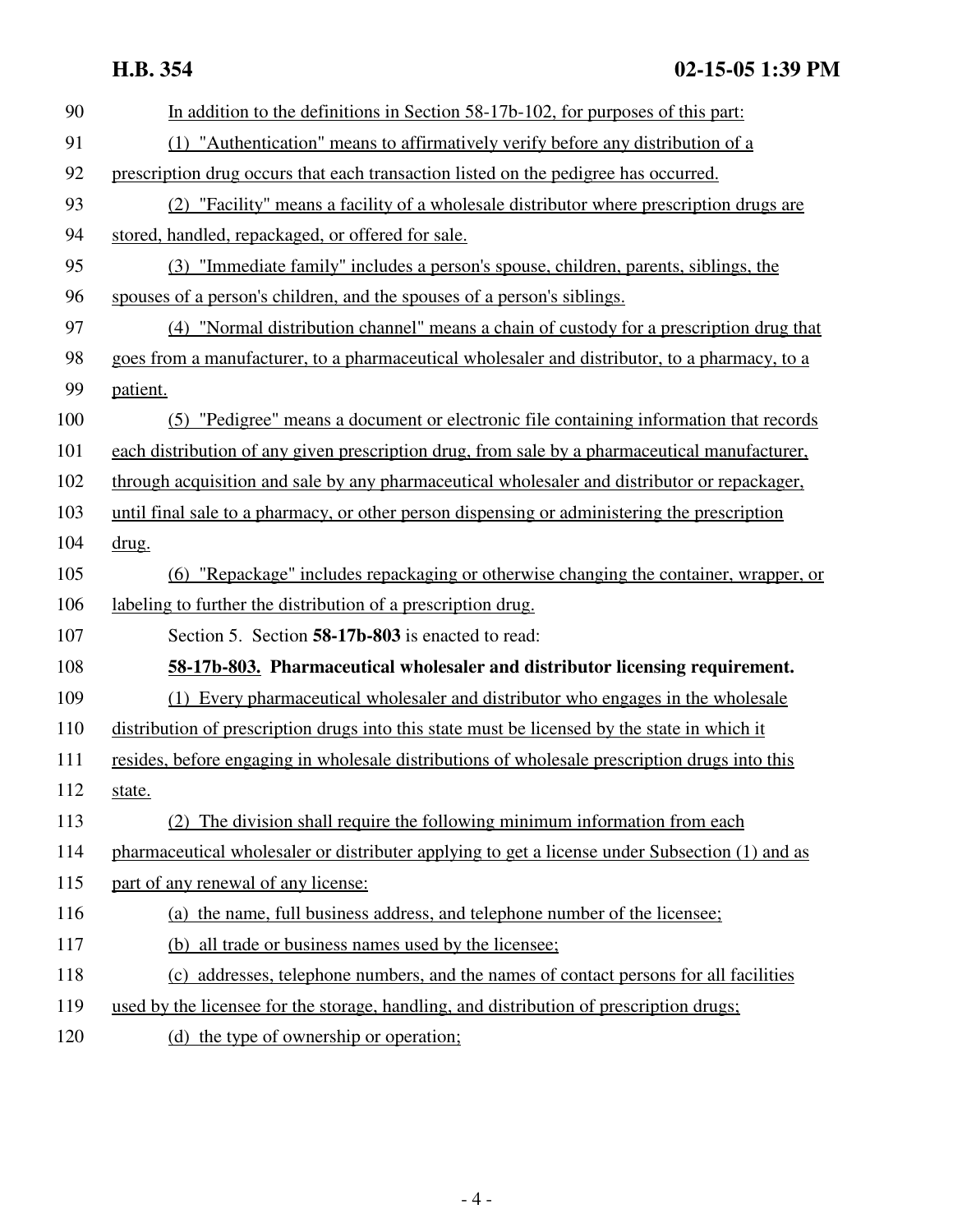In addition to the definitions in Section 58-17b-102, for purposes of this part:

(1) "Authentication" means to affirmatively verify before any distribution of a prescription drug occurs that each transaction listed on the pedigree has occurred.

(2) "Facility" means a facility of a wholesale distributor where prescription drugs are stored, handled, repackaged, or offered for sale.

(3) "Immediate family" includes a person's spouse, children, parents, siblings, the spouses of a person's children, and the spouses of a person's siblings.

(4) "Normal distribution channel" means a chain of custody for a prescription drug that goes from a manufacturer, to a pharmaceutical wholesaler and distributor, to a pharmacy, to a patient.

(5) "Pedigree" means a document or electronic file containing information that records each distribution of any given prescription drug, from sale by a pharmaceutical manufacturer, through acquisition and sale by any pharmaceutical wholesaler and distributor or repackager, until final sale to a pharmacy, or other person dispensing or administering the prescription drug.

(6) "Repackage" includes repackaging or otherwise changing the container, wrapper, or labeling to further the distribution of a prescription drug.

Section 5. Section **58-17b-803** is enacted to read:

**58-17b-803. Pharmaceutical wholesaler and distributor licensing requirement.**

(1) Every pharmaceutical wholesaler and distributor who engages in the wholesale distribution of prescription drugs into this state must be licensed by the state in which it resides, before engaging in wholesale distributions of wholesale prescription drugs into this state.

(2) The division shall require the following minimum information from each pharmaceutical wholesaler or distributer applying to get a license under Subsection (1) and as part of any renewal of any license:

(a) the name, full business address, and telephone number of the licensee;

(b) all trade or business names used by the licensee;

(c) addresses, telephone numbers, and the names of contact persons for all facilities used by the licensee for the storage, handling, and distribution of prescription drugs;

(d) the type of ownership or operation;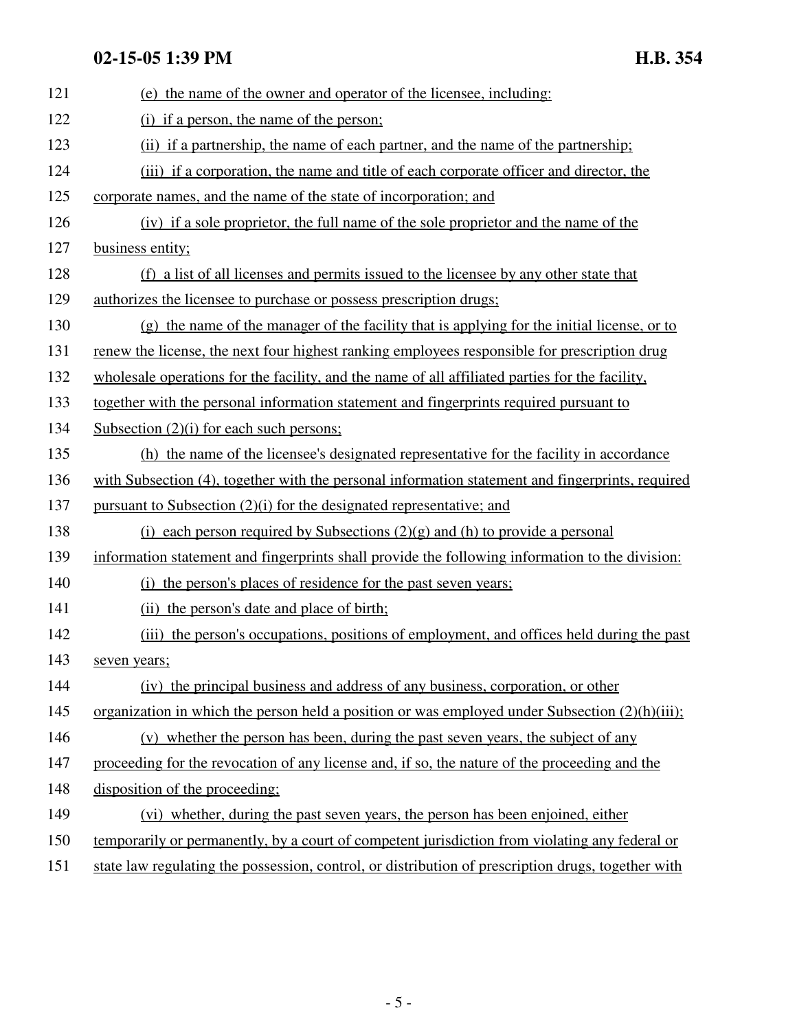(e) the name of the owner and operator of the licensee, including:

(i) if a person, the name of the person;

(ii) if a partnership, the name of each partner, and the name of the partnership;

(iii) if a corporation, the name and title of each corporate officer and director, the corporate names, and the name of the state of incorporation; and

(iv) if a sole proprietor, the full name of the sole proprietor and the name of the business entity;

(f) a list of all licenses and permits issued to the licensee by any other state that authorizes the licensee to purchase or possess prescription drugs;

(g) the name of the manager of the facility that is applying for the initial license, or to renew the license, the next four highest ranking employees responsible for prescription drug wholesale operations for the facility, and the name of all affiliated parties for the facility, together with the personal information statement and fingerprints required pursuant to Subsection (2)(i) for each such persons;

(h) the name of the licensee's designated representative for the facility in accordance with Subsection (4), together with the personal information statement and fingerprints, required pursuant to Subsection (2)(i) for the designated representative; and

(i) each person required by Subsections (2)(g) and (h) to provide a personal information statement and fingerprints shall provide the following information to the division:

(i) the person's places of residence for the past seven years;

(ii) the person's date and place of birth;

(iii) the person's occupations, positions of employment, and offices held during the past seven years;

(iv) the principal business and address of any business, corporation, or other organization in which the person held a position or was employed under Subsection (2)(h)(iii);

(v) whether the person has been, during the past seven years, the subject of any proceeding for the revocation of any license and, if so, the nature of the proceeding and the disposition of the proceeding;

(vi) whether, during the past seven years, the person has been enjoined, either temporarily or permanently, by a court of competent jurisdiction from violating any federal or state law regulating the possession, control, or distribution of prescription drugs, together with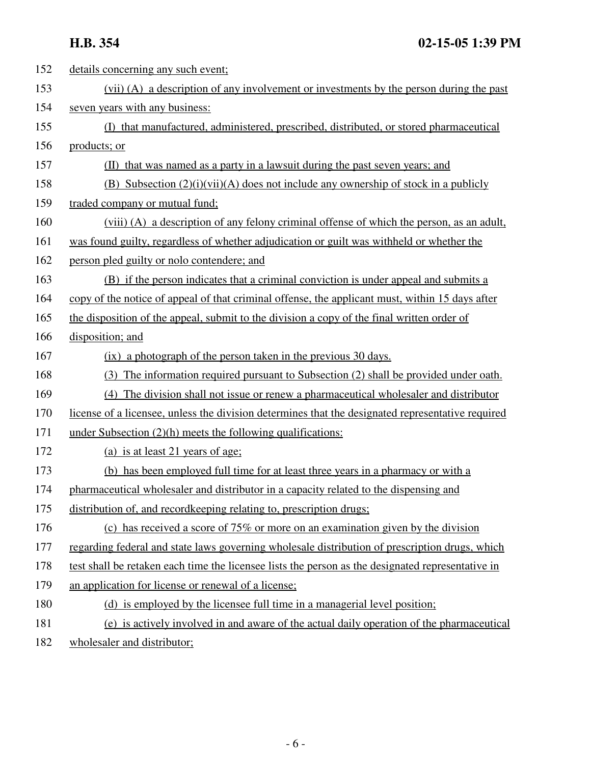details concerning any such event;

(vii) (A) a description of any involvement or investments by the person during the past seven years with any business:

(I) that manufactured, administered, prescribed, distributed, or stored pharmaceutical products; or

(II) that was named as a party in a lawsuit during the past seven years; and

(B) Subsection (2)(i)(vii)(A) does not include any ownership of stock in a publicly traded company or mutual fund;

(viii) (A) a description of any felony criminal offense of which the person, as an adult, was found guilty, regardless of whether adjudication or guilt was withheld or whether the person pled guilty or nolo contendere; and

(B) if the person indicates that a criminal conviction is under appeal and submits a copy of the notice of appeal of that criminal offense, the applicant must, within 15 days after the disposition of the appeal, submit to the division a copy of the final written order of disposition; and

(ix) a photograph of the person taken in the previous 30 days.

(3) The information required pursuant to Subsection (2) shall be provided under oath.

(4) The division shall not issue or renew a pharmaceutical wholesaler and distributor license of a licensee, unless the division determines that the designated representative required under Subsection (2)(h) meets the following qualifications:

(a) is at least 21 years of age;

(b) has been employed full time for at least three years in a pharmacy or with a pharmaceutical wholesaler and distributor in a capacity related to the dispensing and distribution of, and recordkeeping relating to, prescription drugs;

(c) has received a score of 75% or more on an examination given by the division regarding federal and state laws governing wholesale distribution of prescription drugs, which test shall be retaken each time the licensee lists the person as the designated representative in an application for license or renewal of a license;

(d) is employed by the licensee full time in a managerial level position;

(e) is actively involved in and aware of the actual daily operation of the pharmaceutical wholesaler and distributor;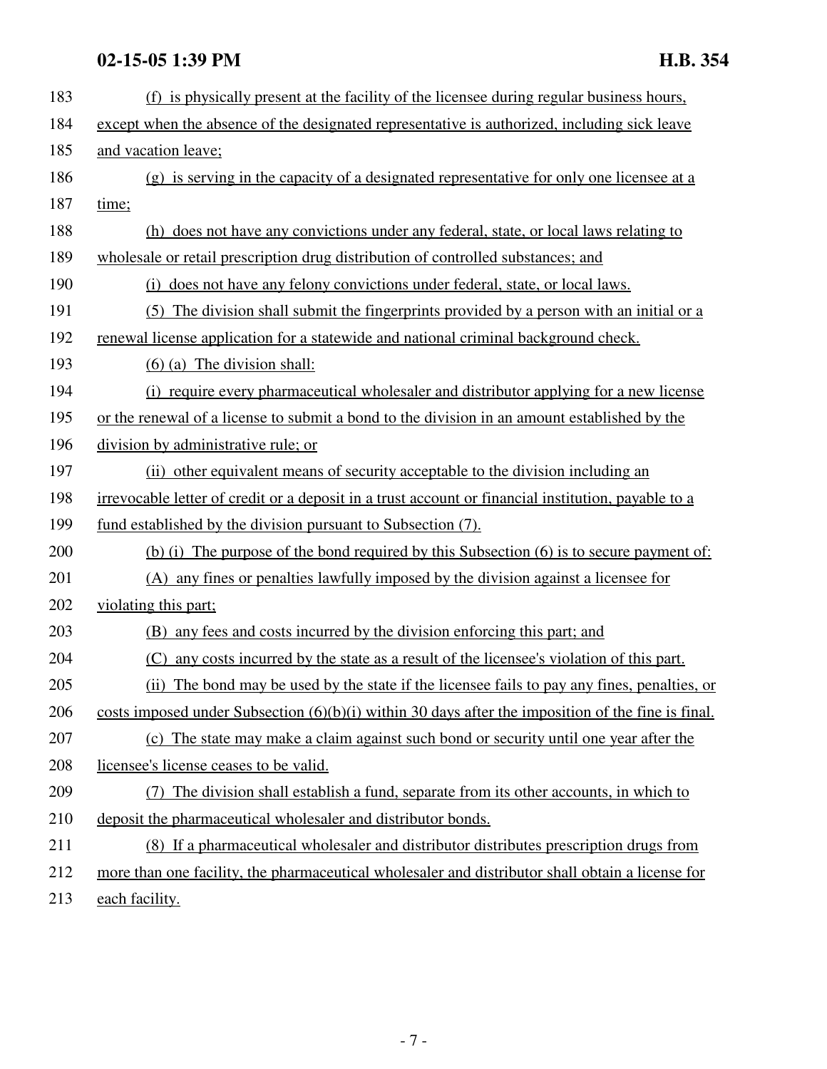(f) is physically present at the facility of the licensee during regular business hours, except when the absence of the designated representative is authorized, including sick leave and vacation leave;

(g) is serving in the capacity of a designated representative for only one licensee at a time;

(h) does not have any convictions under any federal, state, or local laws relating to wholesale or retail prescription drug distribution of controlled substances; and

(i) does not have any felony convictions under federal, state, or local laws.

(5) The division shall submit the fingerprints provided by a person with an initial or a renewal license application for a statewide and national criminal background check.

(6) (a) The division shall:

(i) require every pharmaceutical wholesaler and distributor applying for a new license or the renewal of a license to submit a bond to the division in an amount established by the division by administrative rule; or

(ii) other equivalent means of security acceptable to the division including an irrevocable letter of credit or a deposit in a trust account or financial institution, payable to a fund established by the division pursuant to Subsection (7).

(b) (i) The purpose of the bond required by this Subsection (6) is to secure payment of:

(A) any fines or penalties lawfully imposed by the division against a licensee for violating this part;

(B) any fees and costs incurred by the division enforcing this part; and

(C) any costs incurred by the state as a result of the licensee's violation of this part.

(ii) The bond may be used by the state if the licensee fails to pay any fines, penalties, or costs imposed under Subsection (6)(b)(i) within 30 days after the imposition of the fine is final.

(c) The state may make a claim against such bond or security until one year after the licensee's license ceases to be valid.

(7) The division shall establish a fund, separate from its other accounts, in which to deposit the pharmaceutical wholesaler and distributor bonds.

(8) If a pharmaceutical wholesaler and distributor distributes prescription drugs from more than one facility, the pharmaceutical wholesaler and distributor shall obtain a license for each facility.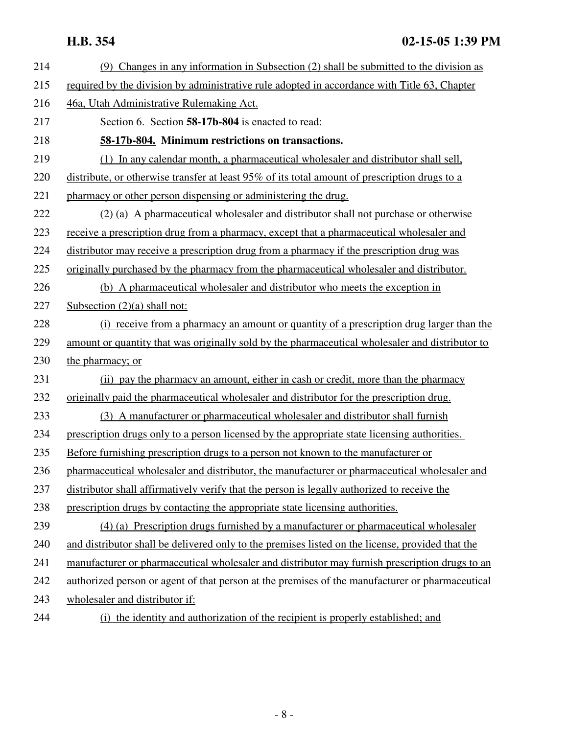(9) Changes in any information in Subsection (2) shall be submitted to the division as required by the division by administrative rule adopted in accordance with Title 63, Chapter 46a, Utah Administrative Rulemaking Act.

Section 6. Section **58-17b-804** is enacted to read:

**58-17b-804. Minimum restrictions on transactions.**

(1) In any calendar month, a pharmaceutical wholesaler and distributor shall sell, distribute, or otherwise transfer at least 95% of its total amount of prescription drugs to a pharmacy or other person dispensing or administering the drug.

(2) (a) A pharmaceutical wholesaler and distributor shall not purchase or otherwise receive a prescription drug from a pharmacy, except that a pharmaceutical wholesaler and distributor may receive a prescription drug from a pharmacy if the prescription drug was originally purchased by the pharmacy from the pharmaceutical wholesaler and distributor.

(b) A pharmaceutical wholesaler and distributor who meets the exception in Subsection (2)(a) shall not:

(i) receive from a pharmacy an amount or quantity of a prescription drug larger than the amount or quantity that was originally sold by the pharmaceutical wholesaler and distributor to the pharmacy; or

(ii) pay the pharmacy an amount, either in cash or credit, more than the pharmacy originally paid the pharmaceutical wholesaler and distributor for the prescription drug.

(3) A manufacturer or pharmaceutical wholesaler and distributor shall furnish prescription drugs only to a person licensed by the appropriate state licensing authorities. Before furnishing prescription drugs to a person not known to the manufacturer or pharmaceutical wholesaler and distributor, the manufacturer or pharmaceutical wholesaler and distributor shall affirmatively verify that the person is legally authorized to receive the prescription drugs by contacting the appropriate state licensing authorities.

(4) (a) Prescription drugs furnished by a manufacturer or pharmaceutical wholesaler and distributor shall be delivered only to the premises listed on the license, provided that the manufacturer or pharmaceutical wholesaler and distributor may furnish prescription drugs to an authorized person or agent of that person at the premises of the manufacturer or pharmaceutical wholesaler and distributor if:

(i) the identity and authorization of the recipient is properly established; and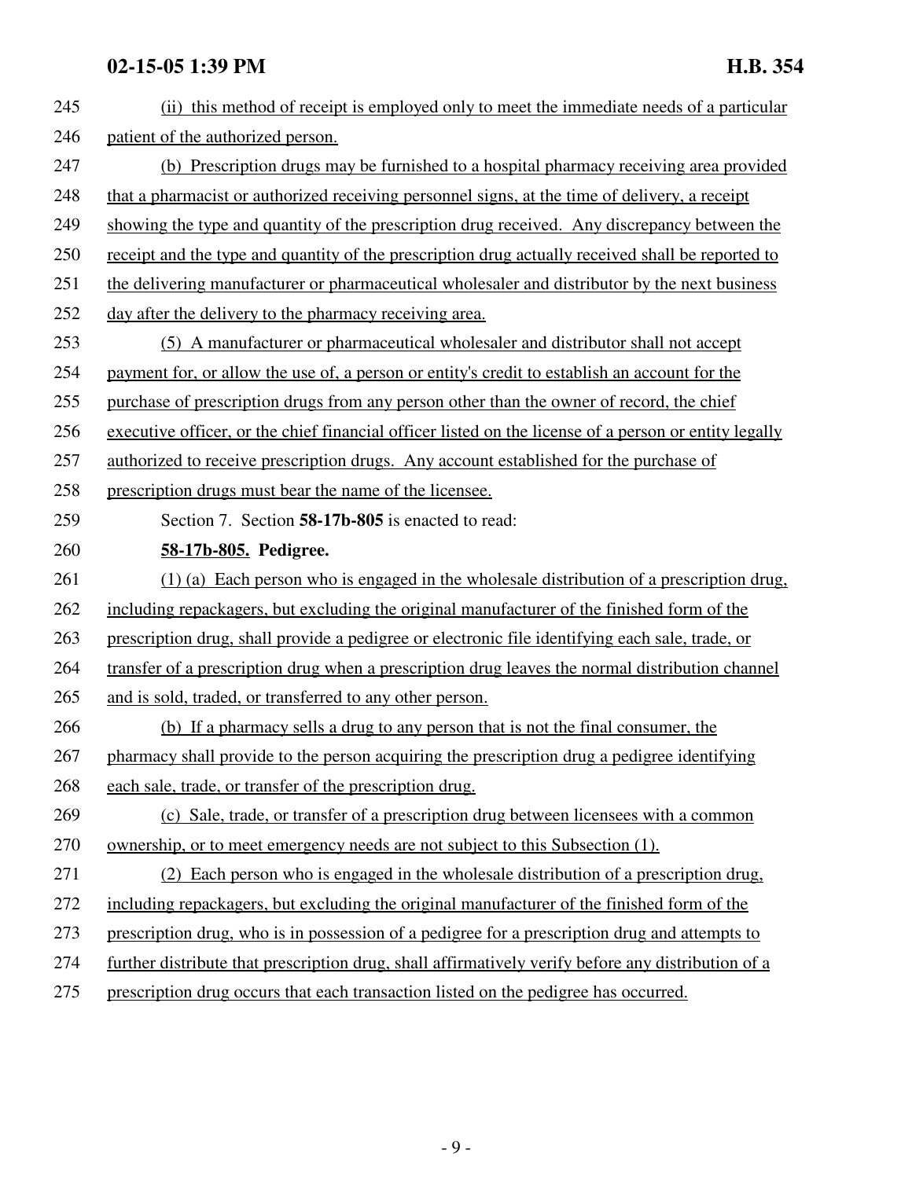(ii) this method of receipt is employed only to meet the immediate needs of a particular patient of the authorized person.

(b) Prescription drugs may be furnished to a hospital pharmacy receiving area provided that a pharmacist or authorized receiving personnel signs, at the time of delivery, a receipt showing the type and quantity of the prescription drug received. Any discrepancy between the receipt and the type and quantity of the prescription drug actually received shall be reported to the delivering manufacturer or pharmaceutical wholesaler and distributor by the next business day after the delivery to the pharmacy receiving area.

(5) A manufacturer or pharmaceutical wholesaler and distributor shall not accept payment for, or allow the use of, a person or entity's credit to establish an account for the purchase of prescription drugs from any person other than the owner of record, the chief executive officer, or the chief financial officer listed on the license of a person or entity legally authorized to receive prescription drugs. Any account established for the purchase of prescription drugs must bear the name of the licensee.

Section 7. Section **58-17b-805** is enacted to read:

**58-17b-805. Pedigree.**

(1) (a) Each person who is engaged in the wholesale distribution of a prescription drug, including repackagers, but excluding the original manufacturer of the finished form of the prescription drug, shall provide a pedigree or electronic file identifying each sale, trade, or transfer of a prescription drug when a prescription drug leaves the normal distribution channel and is sold, traded, or transferred to any other person.

(b) If a pharmacy sells a drug to any person that is not the final consumer, the pharmacy shall provide to the person acquiring the prescription drug a pedigree identifying each sale, trade, or transfer of the prescription drug.

(c) Sale, trade, or transfer of a prescription drug between licensees with a common ownership, or to meet emergency needs are not subject to this Subsection (1).

(2) Each person who is engaged in the wholesale distribution of a prescription drug, including repackagers, but excluding the original manufacturer of the finished form of the prescription drug, who is in possession of a pedigree for a prescription drug and attempts to further distribute that prescription drug, shall affirmatively verify before any distribution of a prescription drug occurs that each transaction listed on the pedigree has occurred.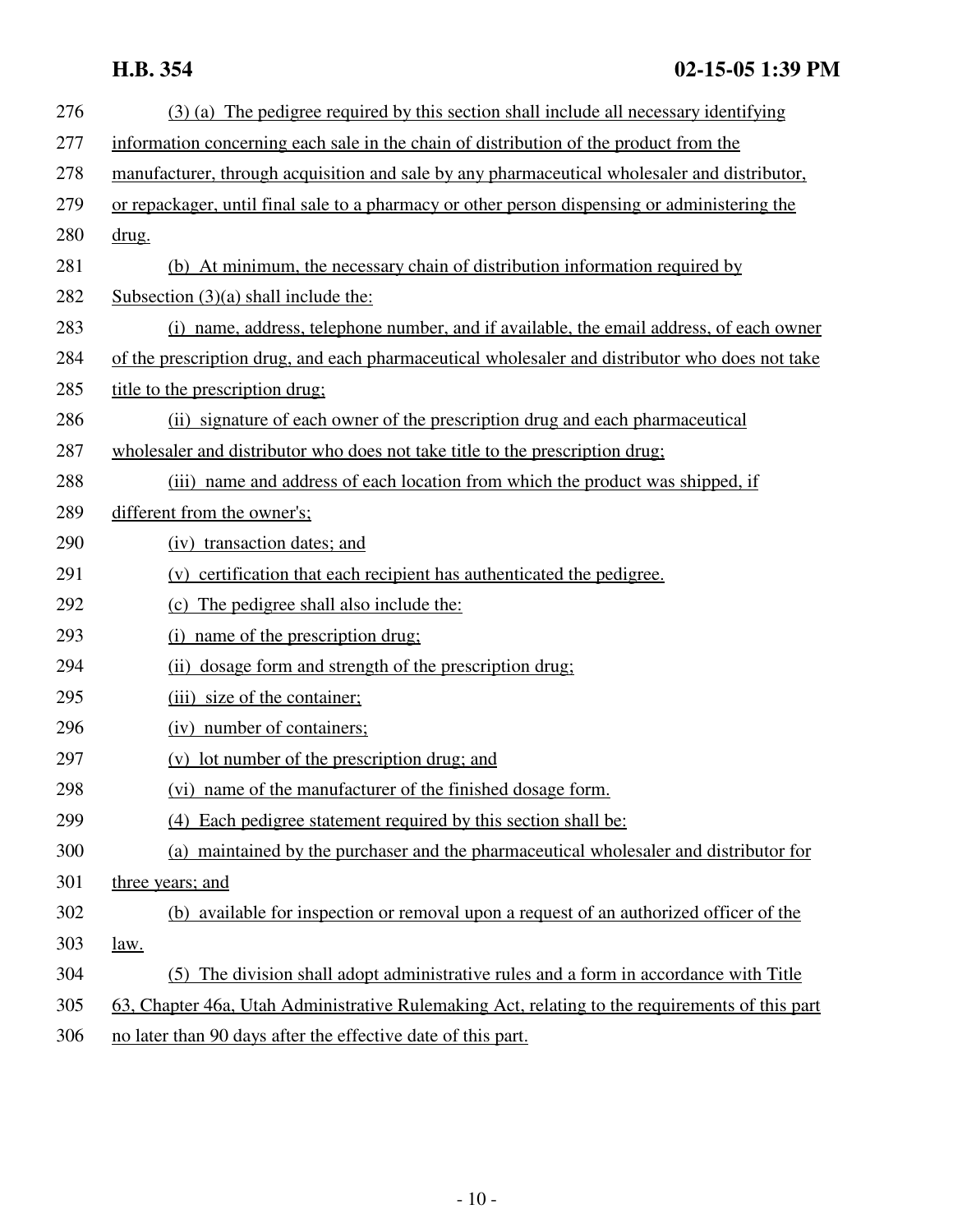(3) (a) The pedigree required by this section shall include all necessary identifying information concerning each sale in the chain of distribution of the product from the manufacturer, through acquisition and sale by any pharmaceutical wholesaler and distributor, or repackager, until final sale to a pharmacy or other person dispensing or administering the drug.

(b) At minimum, the necessary chain of distribution information required by Subsection (3)(a) shall include the:

(i) name, address, telephone number, and if available, the email address, of each owner of the prescription drug, and each pharmaceutical wholesaler and distributor who does not take title to the prescription drug;

(ii) signature of each owner of the prescription drug and each pharmaceutical wholesaler and distributor who does not take title to the prescription drug;

(iii) name and address of each location from which the product was shipped, if different from the owner's;

(iv) transaction dates; and

(v) certification that each recipient has authenticated the pedigree.

(c) The pedigree shall also include the:

(i) name of the prescription drug;

(ii) dosage form and strength of the prescription drug;

(iii) size of the container;

(iv) number of containers;

(v) lot number of the prescription drug; and

(vi) name of the manufacturer of the finished dosage form.

(4) Each pedigree statement required by this section shall be:

(a) maintained by the purchaser and the pharmaceutical wholesaler and distributor for three years; and

(b) available for inspection or removal upon a request of an authorized officer of the law.

(5) The division shall adopt administrative rules and a form in accordance with Title 63, Chapter 46a, Utah Administrative Rulemaking Act, relating to the requirements of this part no later than 90 days after the effective date of this part.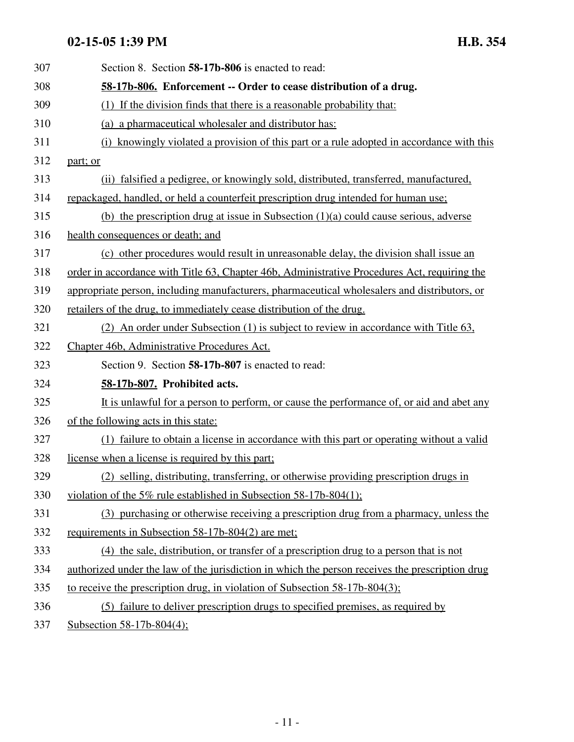Section 8. Section **58-17b-806** is enacted to read:

**58-17b-806. Enforcement -- Order to cease distribution of a drug.**

(1) If the division finds that there is a reasonable probability that:

(a) a pharmaceutical wholesaler and distributor has:

(i) knowingly violated a provision of this part or a rule adopted in accordance with this part; or

(ii) falsified a pedigree, or knowingly sold, distributed, transferred, manufactured, repackaged, handled, or held a counterfeit prescription drug intended for human use;

(b) the prescription drug at issue in Subsection (1)(a) could cause serious, adverse health consequences or death; and

(c) other procedures would result in unreasonable delay, the division shall issue an order in accordance with Title 63, Chapter 46b, Administrative Procedures Act, requiring the appropriate person, including manufacturers, pharmaceutical wholesalers and distributors, or retailers of the drug, to immediately cease distribution of the drug.

(2) An order under Subsection (1) is subject to review in accordance with Title 63, Chapter 46b, Administrative Procedures Act.

Section 9. Section **58-17b-807** is enacted to read:

**58-17b-807. Prohibited acts.**

It is unlawful for a person to perform, or cause the performance of, or aid and abet any of the following acts in this state:

(1) failure to obtain a license in accordance with this part or operating without a valid license when a license is required by this part;

(2) selling, distributing, transferring, or otherwise providing prescription drugs in violation of the 5% rule established in Subsection 58-17b-804(1);

(3) purchasing or otherwise receiving a prescription drug from a pharmacy, unless the requirements in Subsection 58-17b-804(2) are met;

(4) the sale, distribution, or transfer of a prescription drug to a person that is not authorized under the law of the jurisdiction in which the person receives the prescription drug to receive the prescription drug, in violation of Subsection 58-17b-804(3);

(5) failure to deliver prescription drugs to specified premises, as required by Subsection 58-17b-804(4);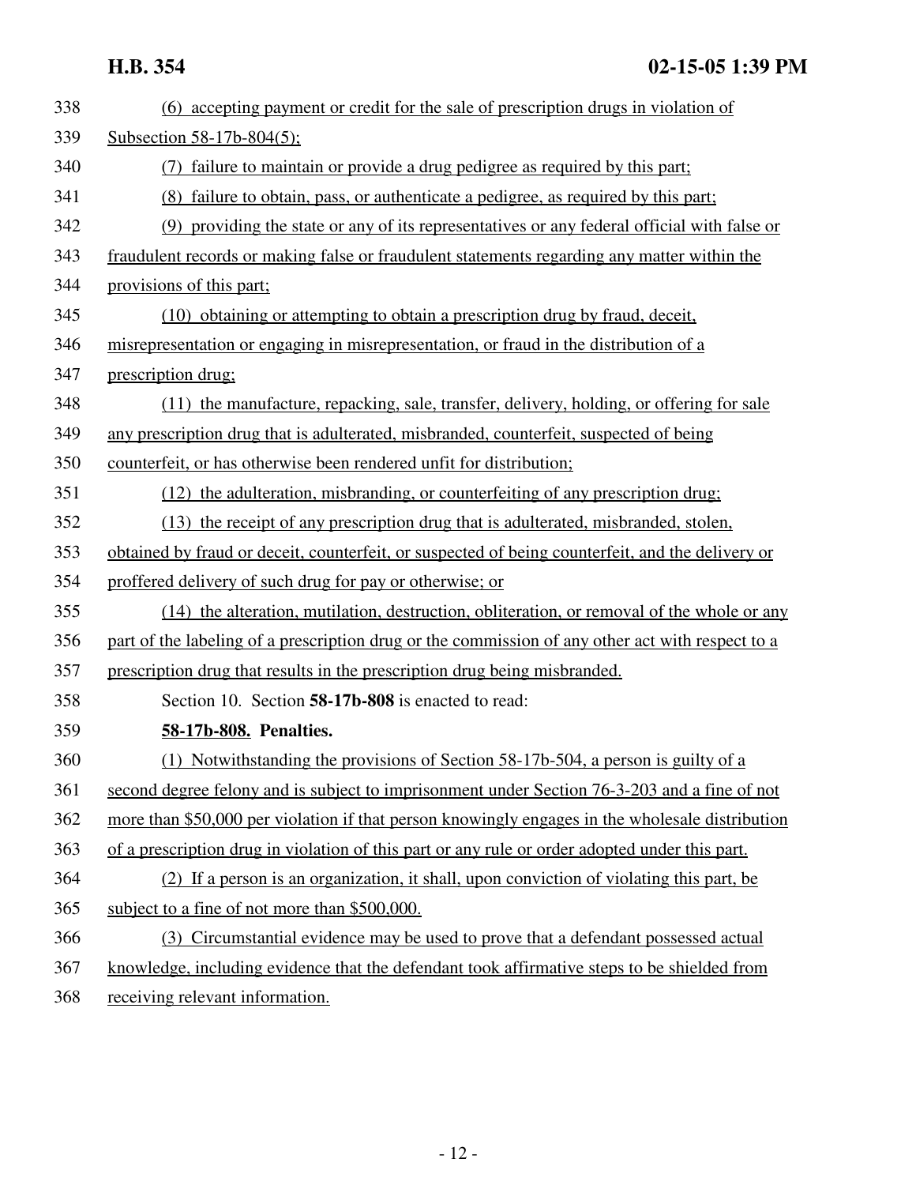(6) accepting payment or credit for the sale of prescription drugs in violation of Subsection 58-17b-804(5);

(7) failure to maintain or provide a drug pedigree as required by this part;

(8) failure to obtain, pass, or authenticate a pedigree, as required by this part;

(9) providing the state or any of its representatives or any federal official with false or fraudulent records or making false or fraudulent statements regarding any matter within the provisions of this part;

(10) obtaining or attempting to obtain a prescription drug by fraud, deceit, misrepresentation or engaging in misrepresentation, or fraud in the distribution of a prescription drug;

(11) the manufacture, repacking, sale, transfer, delivery, holding, or offering for sale any prescription drug that is adulterated, misbranded, counterfeit, suspected of being counterfeit, or has otherwise been rendered unfit for distribution;

(12) the adulteration, misbranding, or counterfeiting of any prescription drug;

(13) the receipt of any prescription drug that is adulterated, misbranded, stolen, obtained by fraud or deceit, counterfeit, or suspected of being counterfeit, and the delivery or proffered delivery of such drug for pay or otherwise; or

(14) the alteration, mutilation, destruction, obliteration, or removal of the whole or any part of the labeling of a prescription drug or the commission of any other act with respect to a prescription drug that results in the prescription drug being misbranded.

Section 10. Section **58-17b-808** is enacted to read:

**58-17b-808. Penalties.**

(1) Notwithstanding the provisions of Section 58-17b-504, a person is guilty of a second degree felony and is subject to imprisonment under Section 76-3-203 and a fine of not more than $50,000 per violation if that person knowingly engages in the wholesale distribution of a prescription drug in violation of this part or any rule or order adopted under this part.

(2) If a person is an organization, it shall, upon conviction of violating this part, be subject to a fine of not more than $500,000.

(3) Circumstantial evidence may be used to prove that a defendant possessed actual knowledge, including evidence that the defendant took affirmative steps to be shielded from receiving relevant information.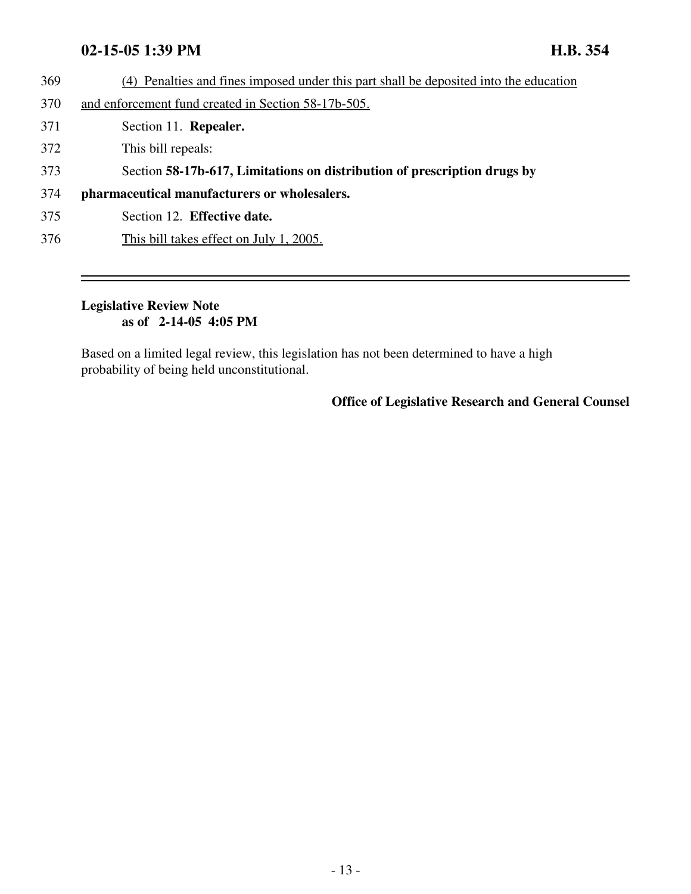(4) Penalties and fines imposed under this part shall be deposited into the education and enforcement fund created in Section 58-17b-505.

Section 11. **Repealer.**

This bill repeals:

Section **58-17b-617, Limitations on distribution of prescription drugs by pharmaceutical manufacturers or wholesalers.**

Section 12. **Effective date.**

This bill takes effect on July 1, 2005.

---

**Legislative Review Note**
**as of 2-14-05 4:05 PM**

Based on a limited legal review, this legislation has not been determined to have a high probability of being held unconstitutional.

**Office of Legislative Research and General Counsel**